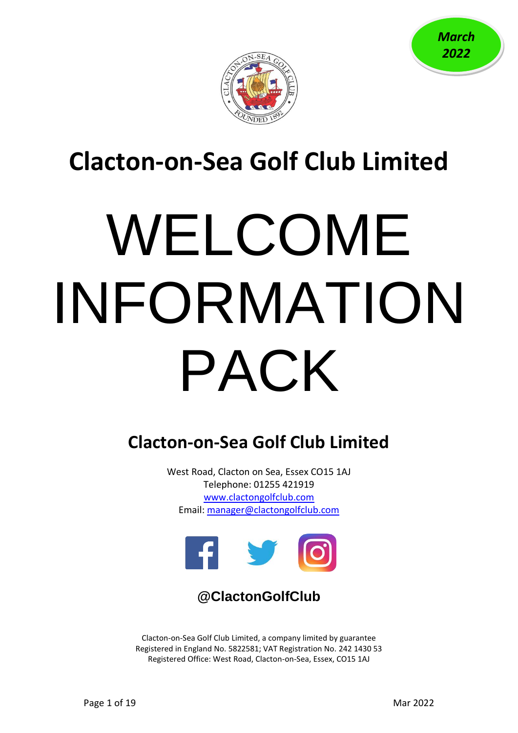*March 2022*

# Clacton-on-Sea Golf Club Limited

# WELCOME INFORMATION PACK

## Clacton-on-Sea Golf Club Limited

West Road, Clacton on Sea, Essex CO15 1AJ
Telephone: 01255 421919
www.clactongolfclub.com
Email: manager@clactongolfclub.com

**@ClactonGolfClub**

Clacton-on-Sea Golf Club Limited, a company limited by guarantee
Registered in England No. 5822581; VAT Registration No. 242 1430 53
Registered Office: West Road, Clacton-on-Sea, Essex, CO15 1AJ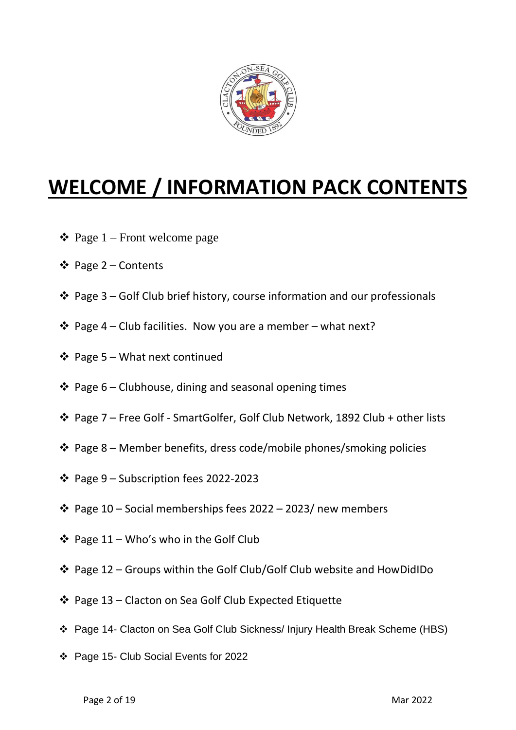# WELCOME / INFORMATION PACK CONTENTS

- Page 1 – Front welcome page
- Page 2 – Contents
- Page 3 – Golf Club brief history, course information and our professionals
- Page 4 – Club facilities. Now you are a member – what next?
- Page 5 – What next continued
- Page 6 – Clubhouse, dining and seasonal opening times
- Page 7 – Free Golf - SmartGolfer, Golf Club Network, 1892 Club + other lists
- Page 8 – Member benefits, dress code/mobile phones/smoking policies
- Page 9 – Subscription fees 2022-2023
- Page 10 – Social memberships fees 2022 – 2023/ new members
- Page 11 – Who's who in the Golf Club
- Page 12 – Groups within the Golf Club/Golf Club website and HowDidIDo
- Page 13 – Clacton on Sea Golf Club Expected Etiquette
- Page 14- Clacton on Sea Golf Club Sickness/ Injury Health Break Scheme (HBS)
- Page 15- Club Social Events for 2022

Mar 2022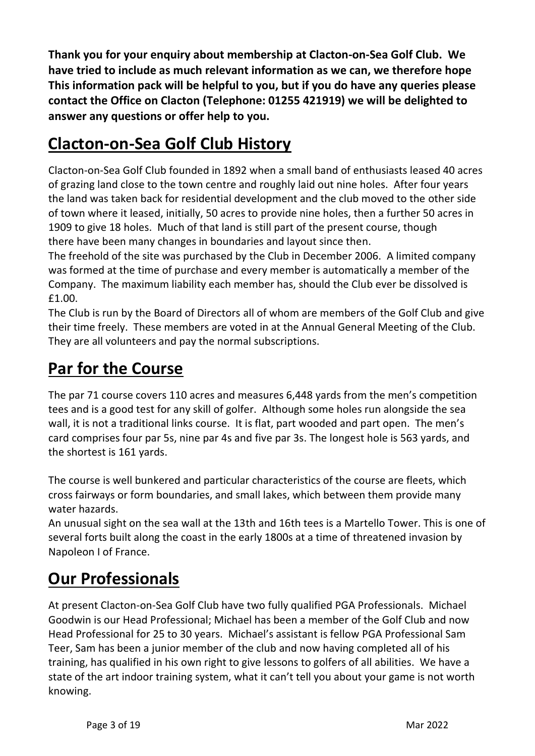**Thank you for your enquiry about membership at Clacton-on-Sea Golf Club. We have tried to include as much relevant information as we can, we therefore hope This information pack will be helpful to you, but if you do have any queries please contact the Office on Clacton (Telephone: 01255 421919) we will be delighted to answer any questions or offer help to you.**

## Clacton-on-Sea Golf Club History

Clacton-on-Sea Golf Club founded in 1892 when a small band of enthusiasts leased 40 acres of grazing land close to the town centre and roughly laid out nine holes. After four years the land was taken back for residential development and the club moved to the other side of town where it leased, initially, 50 acres to provide nine holes, then a further 50 acres in 1909 to give 18 holes. Much of that land is still part of the present course, though there have been many changes in boundaries and layout since then.

The freehold of the site was purchased by the Club in December 2006. A limited company was formed at the time of purchase and every member is automatically a member of the Company. The maximum liability each member has, should the Club ever be dissolved is £1.00.

The Club is run by the Board of Directors all of whom are members of the Golf Club and give their time freely. These members are voted in at the Annual General Meeting of the Club. They are all volunteers and pay the normal subscriptions.

## Par for the Course

The par 71 course covers 110 acres and measures 6,448 yards from the men's competition tees and is a good test for any skill of golfer. Although some holes run alongside the sea wall, it is not a traditional links course. It is flat, part wooded and part open. The men's card comprises four par 5s, nine par 4s and five par 3s. The longest hole is 563 yards, and the shortest is 161 yards.

The course is well bunkered and particular characteristics of the course are fleets, which cross fairways or form boundaries, and small lakes, which between them provide many water hazards.

An unusual sight on the sea wall at the 13th and 16th tees is a Martello Tower. This is one of several forts built along the coast in the early 1800s at a time of threatened invasion by Napoleon I of France.

## Our Professionals

At present Clacton-on-Sea Golf Club have two fully qualified PGA Professionals. Michael Goodwin is our Head Professional; Michael has been a member of the Golf Club and now Head Professional for 25 to 30 years. Michael's assistant is fellow PGA Professional Sam Teer, Sam has been a junior member of the club and now having completed all of his training, has qualified in his own right to give lessons to golfers of all abilities. We have a state of the art indoor training system, what it can't tell you about your game is not worth knowing.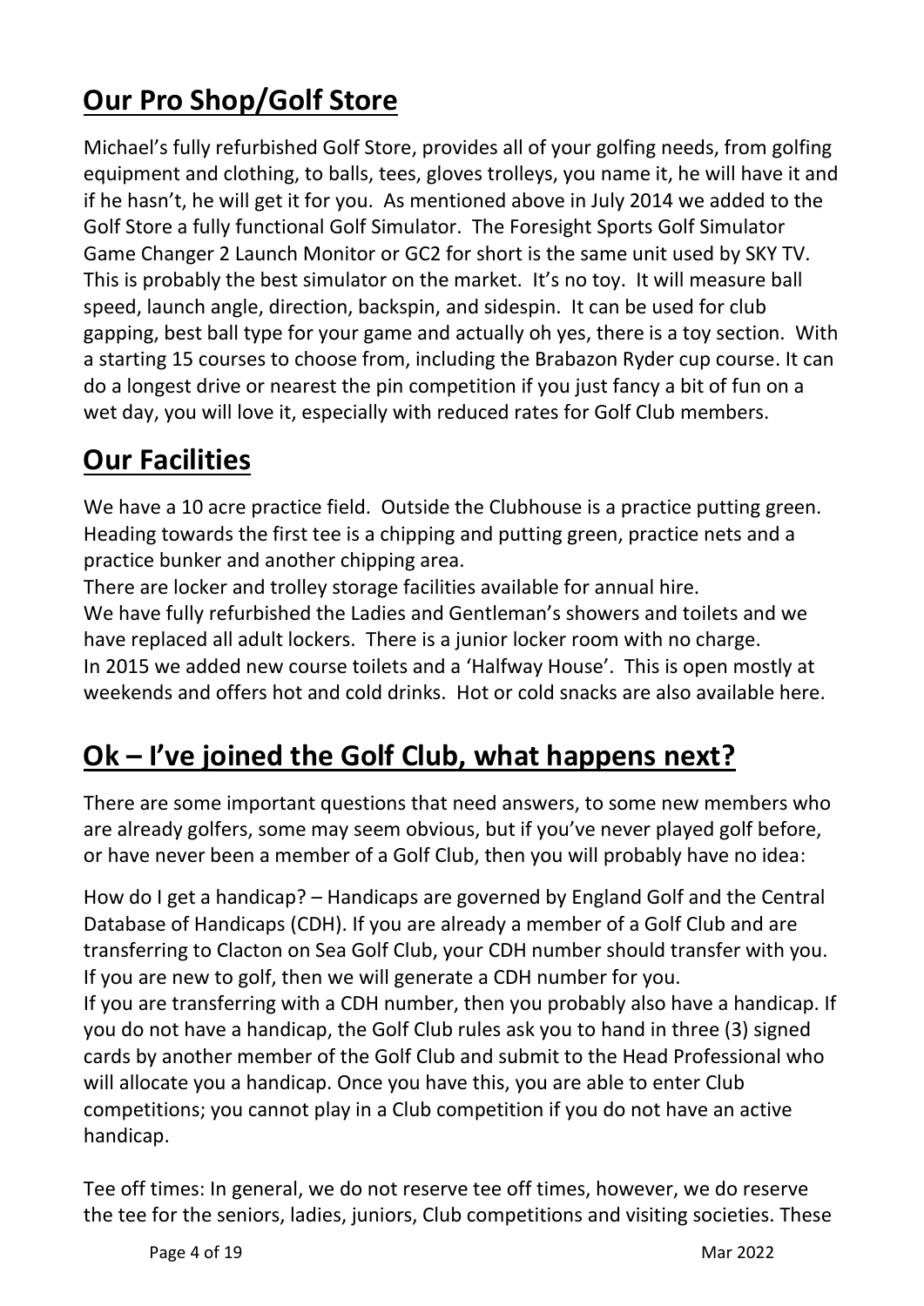## Our Pro Shop/Golf Store

Michael's fully refurbished Golf Store, provides all of your golfing needs, from golfing equipment and clothing, to balls, tees, gloves trolleys, you name it, he will have it and if he hasn't, he will get it for you. As mentioned above in July 2014 we added to the Golf Store a fully functional Golf Simulator. The Foresight Sports Golf Simulator Game Changer 2 Launch Monitor or GC2 for short is the same unit used by SKY TV. This is probably the best simulator on the market. It's no toy. It will measure ball speed, launch angle, direction, backspin, and sidespin. It can be used for club gapping, best ball type for your game and actually oh yes, there is a toy section. With a starting 15 courses to choose from, including the Brabazon Ryder cup course. It can do a longest drive or nearest the pin competition if you just fancy a bit of fun on a wet day, you will love it, especially with reduced rates for Golf Club members.

## Our Facilities

We have a 10 acre practice field. Outside the Clubhouse is a practice putting green. Heading towards the first tee is a chipping and putting green, practice nets and a practice bunker and another chipping area.

There are locker and trolley storage facilities available for annual hire.

We have fully refurbished the Ladies and Gentleman's showers and toilets and we have replaced all adult lockers. There is a junior locker room with no charge.

In 2015 we added new course toilets and a 'Halfway House'. This is open mostly at weekends and offers hot and cold drinks. Hot or cold snacks are also available here.

## Ok – I've joined the Golf Club, what happens next?

There are some important questions that need answers, to some new members who are already golfers, some may seem obvious, but if you've never played golf before, or have never been a member of a Golf Club, then you will probably have no idea:

How do I get a handicap? – Handicaps are governed by England Golf and the Central Database of Handicaps (CDH). If you are already a member of a Golf Club and are transferring to Clacton on Sea Golf Club, your CDH number should transfer with you. If you are new to golf, then we will generate a CDH number for you.

If you are transferring with a CDH number, then you probably also have a handicap. If you do not have a handicap, the Golf Club rules ask you to hand in three (3) signed cards by another member of the Golf Club and submit to the Head Professional who will allocate you a handicap. Once you have this, you are able to enter Club competitions; you cannot play in a Club competition if you do not have an active handicap.

Tee off times: In general, we do not reserve tee off times, however, we do reserve the tee for the seniors, ladies, juniors, Club competitions and visiting societies. These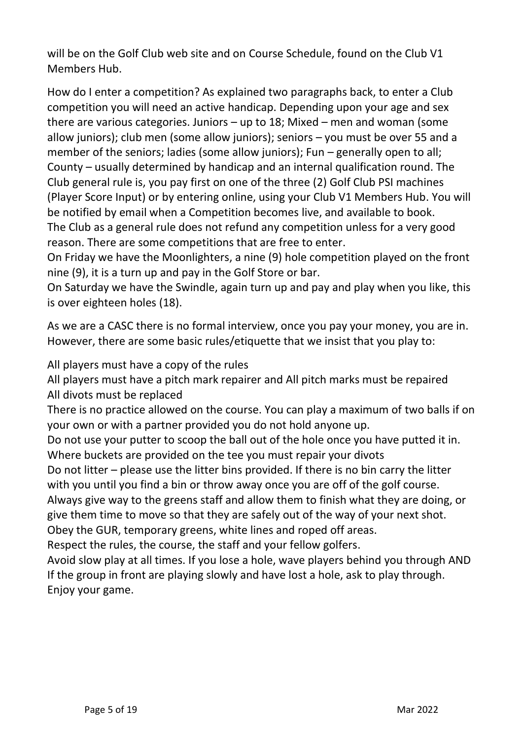will be on the Golf Club web site and on Course Schedule, found on the Club V1 Members Hub.

How do I enter a competition? As explained two paragraphs back, to enter a Club competition you will need an active handicap. Depending upon your age and sex there are various categories. Juniors – up to 18; Mixed – men and woman (some allow juniors); club men (some allow juniors); seniors – you must be over 55 and a member of the seniors; ladies (some allow juniors); Fun – generally open to all; County – usually determined by handicap and an internal qualification round. The Club general rule is, you pay first on one of the three (2) Golf Club PSI machines (Player Score Input) or by entering online, using your Club V1 Members Hub. You will be notified by email when a Competition becomes live, and available to book. The Club as a general rule does not refund any competition unless for a very good reason. There are some competitions that are free to enter.
On Friday we have the Moonlighters, a nine (9) hole competition played on the front nine (9), it is a turn up and pay in the Golf Store or bar.
On Saturday we have the Swindle, again turn up and pay and play when you like, this is over eighteen holes (18).

As we are a CASC there is no formal interview, once you pay your money, you are in. However, there are some basic rules/etiquette that we insist that you play to:

All players must have a copy of the rules
All players must have a pitch mark repairer and All pitch marks must be repaired
All divots must be replaced
There is no practice allowed on the course. You can play a maximum of two balls if on your own or with a partner provided you do not hold anyone up.
Do not use your putter to scoop the ball out of the hole once you have putted it in.
Where buckets are provided on the tee you must repair your divots
Do not litter – please use the litter bins provided. If there is no bin carry the litter with you until you find a bin or throw away once you are off of the golf course.
Always give way to the greens staff and allow them to finish what they are doing, or give them time to move so that they are safely out of the way of your next shot.
Obey the GUR, temporary greens, white lines and roped off areas.
Respect the rules, the course, the staff and your fellow golfers.
Avoid slow play at all times. If you lose a hole, wave players behind you through AND If the group in front are playing slowly and have lost a hole, ask to play through.
Enjoy your game.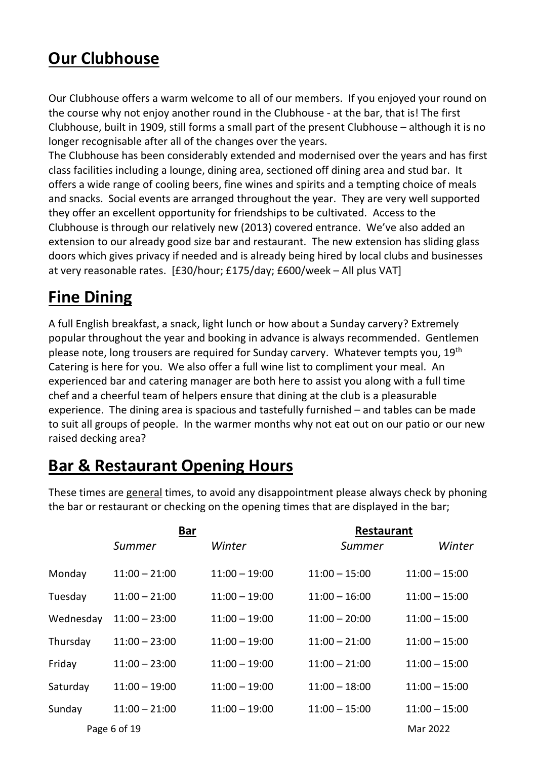## Our Clubhouse

Our Clubhouse offers a warm welcome to all of our members. If you enjoyed your round on the course why not enjoy another round in the Clubhouse - at the bar, that is! The first Clubhouse, built in 1909, still forms a small part of the present Clubhouse – although it is no longer recognisable after all of the changes over the years.

The Clubhouse has been considerably extended and modernised over the years and has first class facilities including a lounge, dining area, sectioned off dining area and stud bar. It offers a wide range of cooling beers, fine wines and spirits and a tempting choice of meals and snacks. Social events are arranged throughout the year. They are very well supported they offer an excellent opportunity for friendships to be cultivated. Access to the Clubhouse is through our relatively new (2013) covered entrance. We've also added an extension to our already good size bar and restaurant. The new extension has sliding glass doors which gives privacy if needed and is already being hired by local clubs and businesses at very reasonable rates. [£30/hour; £175/day; £600/week – All plus VAT]

## Fine Dining

A full English breakfast, a snack, light lunch or how about a Sunday carvery? Extremely popular throughout the year and booking in advance is always recommended. Gentlemen please note, long trousers are required for Sunday carvery. Whatever tempts you, 19th Catering is here for you. We also offer a full wine list to compliment your meal. An experienced bar and catering manager are both here to assist you along with a full time chef and a cheerful team of helpers ensure that dining at the club is a pleasurable experience. The dining area is spacious and tastefully furnished – and tables can be made to suit all groups of people. In the warmer months why not eat out on our patio or our new raised decking area?

## Bar & Restaurant Opening Hours

These times are general times, to avoid any disappointment please always check by phoning the bar or restaurant or checking on the opening times that are displayed in the bar;

| | **Bar** | | **Restaurant** | |
|---|---|---|---|---|
| | *Summer* | *Winter* | *Summer* | *Winter* |
| Monday | 11:00 – 21:00 | 11:00 – 19:00 | 11:00 – 15:00 | 11:00 – 15:00 |
| Tuesday | 11:00 – 21:00 | 11:00 – 19:00 | 11:00 – 16:00 | 11:00 – 15:00 |
| Wednesday | 11:00 – 23:00 | 11:00 – 19:00 | 11:00 – 20:00 | 11:00 – 15:00 |
| Thursday | 11:00 – 23:00 | 11:00 – 19:00 | 11:00 – 21:00 | 11:00 – 15:00 |
| Friday | 11:00 – 23:00 | 11:00 – 19:00 | 11:00 – 21:00 | 11:00 – 15:00 |
| Saturday | 11:00 – 19:00 | 11:00 – 19:00 | 11:00 – 18:00 | 11:00 – 15:00 |
| Sunday | 11:00 – 21:00 | 11:00 – 19:00 | 11:00 – 15:00 | 11:00 – 15:00 |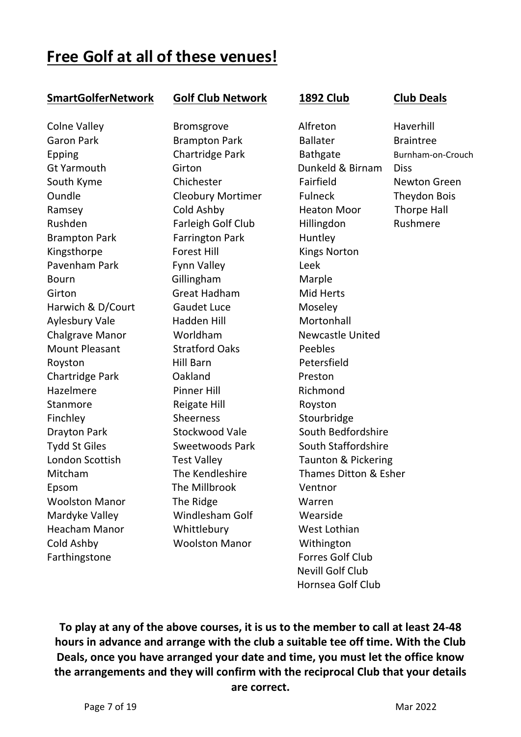# Free Golf at all of these venues!

| SmartGolferNetwork | Golf Club Network | 1892 Club | Club Deals |
| --- | --- | --- | --- |
| Colne Valley | Bromsgrove | Alfreton | Haverhill |
| Garon Park | Brampton Park | Ballater | Braintree |
| Epping | Chartridge Park | Bathgate | Burnham-on-Crouch |
| Gt Yarmouth | Girton | Dunkeld & Birnam | Diss |
| South Kyme | Chichester | Fairfield | Newton Green |
| Oundle | Cleobury Mortimer | Fulneck | Theydon Bois |
| Ramsey | Cold Ashby | Heaton Moor | Thorpe Hall |
| Rushden | Farleigh Golf Club | Hillingdon | Rushmere |
| Brampton Park | Farrington Park | Huntley | |
| Kingsthorpe | Forest Hill | Kings Norton | |
| Pavenham Park | Fynn Valley | Leek | |
| Bourn | Gillingham | Marple | |
| Girton | Great Hadham | Mid Herts | |
| Harwich & D/Court | Gaudet Luce | Moseley | |
| Aylesbury Vale | Hadden Hill | Mortonhall | |
| Chalgrave Manor | Worldham | Newcastle United | |
| Mount Pleasant | Stratford Oaks | Peebles | |
| Royston | Hill Barn | Petersfield | |
| Chartridge Park | Oakland | Preston | |
| Hazelmere | Pinner Hill | Richmond | |
| Stanmore | Reigate Hill | Royston | |
| Finchley | Sheerness | Stourbridge | |
| Drayton Park | Stockwood Vale | South Bedfordshire | |
| Tydd St Giles | Sweetwoods Park | South Staffordshire | |
| London Scottish | Test Valley | Taunton & Pickering | |
| Mitcham | The Kendleshire | Thames Ditton & Esher | |
| Epsom | The Millbrook | Ventnor | |
| Woolston Manor | The Ridge | Warren | |
| Mardyke Valley | Windlesham Golf | Wearside | |
| Heacham Manor | Whittlebury | West Lothian | |
| Cold Ashby | Woolston Manor | Withington | |
| Farthingstone | | Forres Golf Club | |
| | | Nevill Golf Club | |
| | | Hornsea Golf Club | |

**To play at any of the above courses, it is us to the member to call at least 24-48 hours in advance and arrange with the club a suitable tee off time. With the Club Deals, once you have arranged your date and time, you must let the office know the arrangements and they will confirm with the reciprocal Club that your details are correct.**

Mar 2022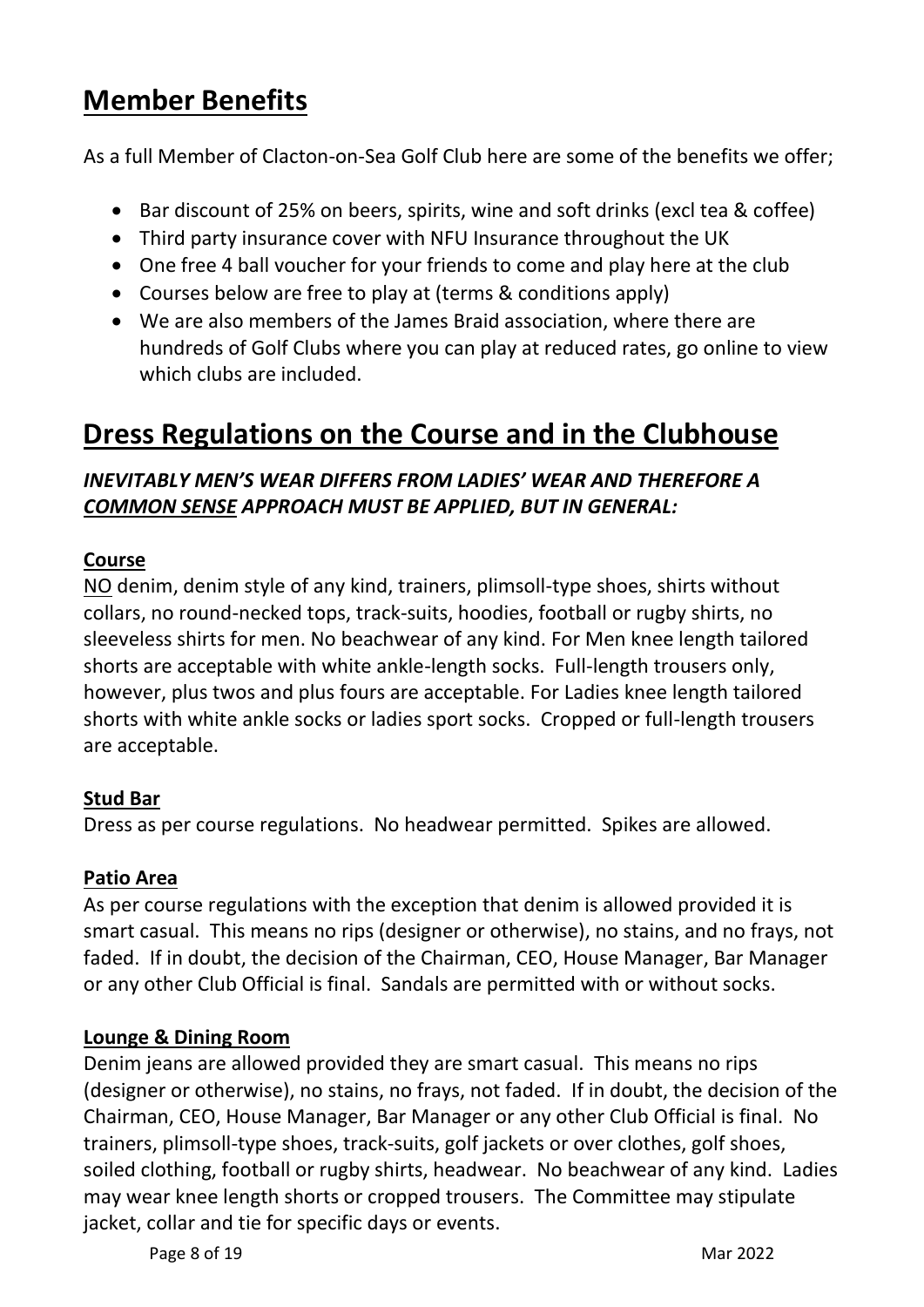# Member Benefits

As a full Member of Clacton-on-Sea Golf Club here are some of the benefits we offer;

- Bar discount of 25% on beers, spirits, wine and soft drinks (excl tea & coffee)
- Third party insurance cover with NFU Insurance throughout the UK
- One free 4 ball voucher for your friends to come and play here at the club
- Courses below are free to play at (terms & conditions apply)
- We are also members of the James Braid association, where there are hundreds of Golf Clubs where you can play at reduced rates, go online to view which clubs are included.

# Dress Regulations on the Course and in the Clubhouse

***INEVITABLY MEN'S WEAR DIFFERS FROM LADIES' WEAR AND THEREFORE A COMMON SENSE APPROACH MUST BE APPLIED, BUT IN GENERAL:***

**Course**

NO denim, denim style of any kind, trainers, plimsoll-type shoes, shirts without collars, no round-necked tops, track-suits, hoodies, football or rugby shirts, no sleeveless shirts for men. No beachwear of any kind. For Men knee length tailored shorts are acceptable with white ankle-length socks. Full-length trousers only, however, plus twos and plus fours are acceptable. For Ladies knee length tailored shorts with white ankle socks or ladies sport socks. Cropped or full-length trousers are acceptable.

**Stud Bar**

Dress as per course regulations. No headwear permitted. Spikes are allowed.

**Patio Area**

As per course regulations with the exception that denim is allowed provided it is smart casual. This means no rips (designer or otherwise), no stains, and no frays, not faded. If in doubt, the decision of the Chairman, CEO, House Manager, Bar Manager or any other Club Official is final. Sandals are permitted with or without socks.

**Lounge & Dining Room**

Denim jeans are allowed provided they are smart casual. This means no rips (designer or otherwise), no stains, no frays, not faded. If in doubt, the decision of the Chairman, CEO, House Manager, Bar Manager or any other Club Official is final. No trainers, plimsoll-type shoes, track-suits, golf jackets or over clothes, golf shoes, soiled clothing, football or rugby shirts, headwear. No beachwear of any kind. Ladies may wear knee length shorts or cropped trousers. The Committee may stipulate jacket, collar and tie for specific days or events.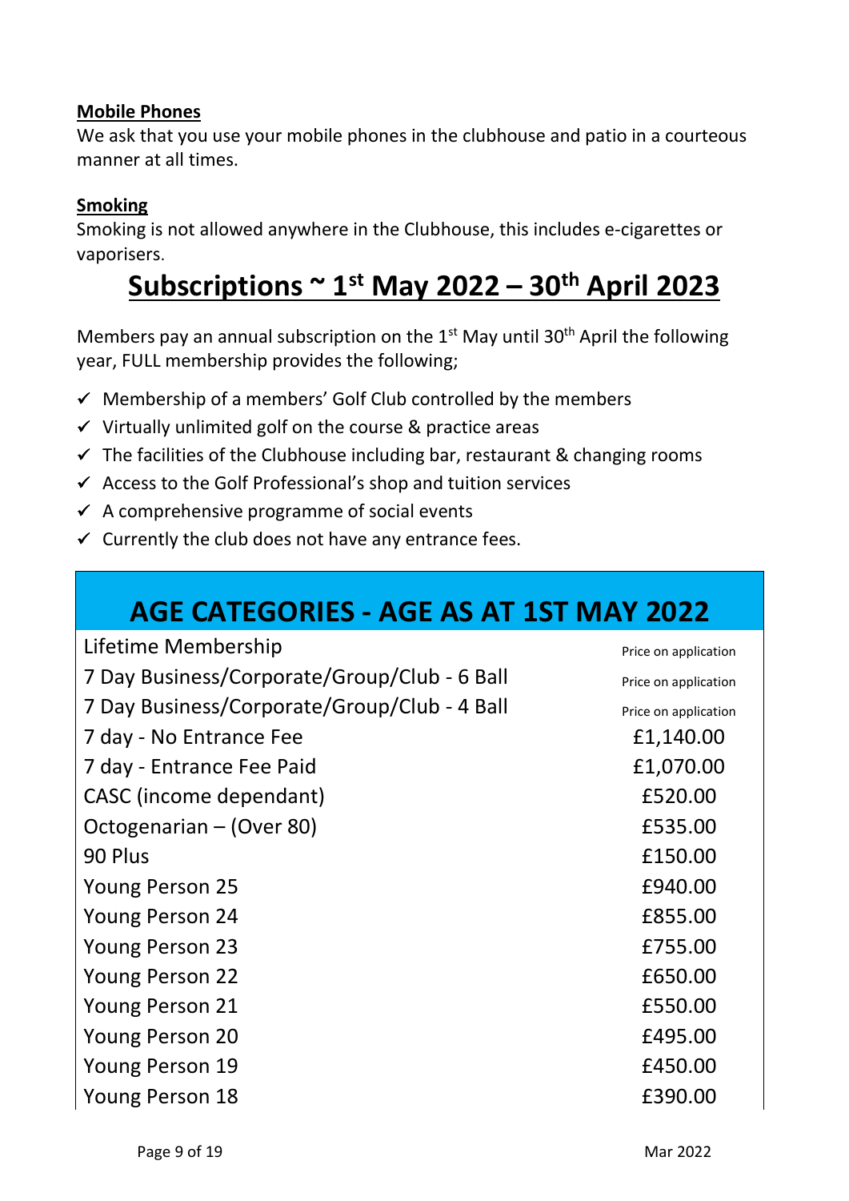**Mobile Phones**

We ask that you use your mobile phones in the clubhouse and patio in a courteous manner at all times.

**Smoking**

Smoking is not allowed anywhere in the Clubhouse, this includes e-cigarettes or vaporisers.

# Subscriptions ~ 1st May 2022 – 30th April 2023

Members pay an annual subscription on the 1st May until 30th April the following year, FULL membership provides the following;

- ✓ Membership of a members' Golf Club controlled by the members
- ✓ Virtually unlimited golf on the course & practice areas
- ✓ The facilities of the Clubhouse including bar, restaurant & changing rooms
- ✓ Access to the Golf Professional's shop and tuition services
- ✓ A comprehensive programme of social events
- ✓ Currently the club does not have any entrance fees.

| AGE CATEGORIES - AGE AS AT 1ST MAY 2022 | |
|---|---|
| Lifetime Membership | Price on application |
| 7 Day Business/Corporate/Group/Club - 6 Ball | Price on application |
| 7 Day Business/Corporate/Group/Club - 4 Ball | Price on application |
| 7 day - No Entrance Fee | £1,140.00 |
| 7 day - Entrance Fee Paid | £1,070.00 |
| CASC (income dependant) | £520.00 |
| Octogenarian – (Over 80) | £535.00 |
| 90 Plus | £150.00 |
| Young Person 25 | £940.00 |
| Young Person 24 | £855.00 |
| Young Person 23 | £755.00 |
| Young Person 22 | £650.00 |
| Young Person 21 | £550.00 |
| Young Person 20 | £495.00 |
| Young Person 19 | £450.00 |
| Young Person 18 | £390.00 |

Mar 2022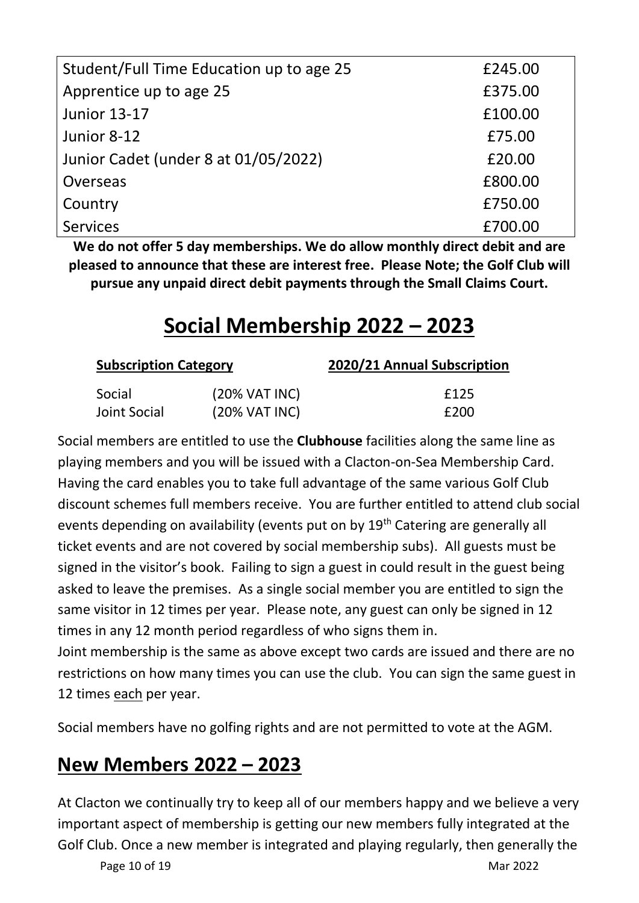| | |
|---|---|
| Student/Full Time Education up to age 25 | £245.00 |
| Apprentice up to age 25 | £375.00 |
| Junior 13-17 | £100.00 |
| Junior 8-12 | £75.00 |
| Junior Cadet (under 8 at 01/05/2022) | £20.00 |
| Overseas | £800.00 |
| Country | £750.00 |
| Services | £700.00 |

**We do not offer 5 day memberships. We do allow monthly direct debit and are pleased to announce that these are interest free. Please Note; the Golf Club will pursue any unpaid direct debit payments through the Small Claims Court.**

# Social Membership 2022 – 2023

| Subscription Category | | 2020/21 Annual Subscription |
|---|---|---|
| Social | (20% VAT INC) | £125 |
| Joint Social | (20% VAT INC) | £200 |

Social members are entitled to use the **Clubhouse** facilities along the same line as playing members and you will be issued with a Clacton-on-Sea Membership Card. Having the card enables you to take full advantage of the same various Golf Club discount schemes full members receive. You are further entitled to attend club social events depending on availability (events put on by 19th Catering are generally all ticket events and are not covered by social membership subs). All guests must be signed in the visitor's book. Failing to sign a guest in could result in the guest being asked to leave the premises. As a single social member you are entitled to sign the same visitor in 12 times per year. Please note, any guest can only be signed in 12 times in any 12 month period regardless of who signs them in.
Joint membership is the same as above except two cards are issued and there are no restrictions on how many times you can use the club. You can sign the same guest in 12 times each per year.

Social members have no golfing rights and are not permitted to vote at the AGM.

## New Members 2022 – 2023

At Clacton we continually try to keep all of our members happy and we believe a very important aspect of membership is getting our new members fully integrated at the Golf Club. Once a new member is integrated and playing regularly, then generally the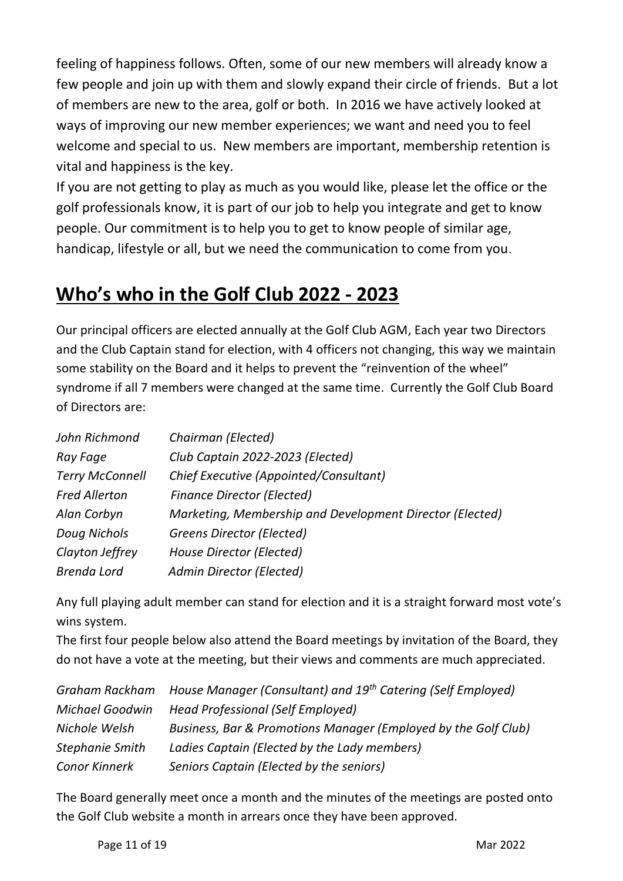feeling of happiness follows. Often, some of our new members will already know a few people and join up with them and slowly expand their circle of friends. But a lot of members are new to the area, golf or both. In 2016 we have actively looked at ways of improving our new member experiences; we want and need you to feel welcome and special to us. New members are important, membership retention is vital and happiness is the key.

If you are not getting to play as much as you would like, please let the office or the golf professionals know, it is part of our job to help you integrate and get to know people. Our commitment is to help you to get to know people of similar age, handicap, lifestyle or all, but we need the communication to come from you.

## **Who's who in the Golf Club 2022 - 2023**

Our principal officers are elected annually at the Golf Club AGM, Each year two Directors and the Club Captain stand for election, with 4 officers not changing, this way we maintain some stability on the Board and it helps to prevent the "reinvention of the wheel" syndrome if all 7 members were changed at the same time. Currently the Golf Club Board of Directors are:

| | |
|---|---|
| *John Richmond* | *Chairman (Elected)* |
| *Ray Fage* | *Club Captain 2022-2023 (Elected)* |
| *Terry McConnell* | *Chief Executive (Appointed/Consultant)* |
| *Fred Allerton* | *Finance Director (Elected)* |
| *Alan Corbyn* | *Marketing, Membership and Development Director (Elected)* |
| *Doug Nichols* | *Greens Director (Elected)* |
| *Clayton Jeffrey* | *House Director (Elected)* |
| *Brenda Lord* | *Admin Director (Elected)* |

Any full playing adult member can stand for election and it is a straight forward most vote's wins system.

The first four people below also attend the Board meetings by invitation of the Board, they do not have a vote at the meeting, but their views and comments are much appreciated.

| | |
|---|---|
| *Graham Rackham* | *House Manager (Consultant) and 19th Catering (Self Employed)* |
| *Michael Goodwin* | *Head Professional (Self Employed)* |
| *Nichole Welsh* | *Business, Bar & Promotions Manager (Employed by the Golf Club)* |
| *Stephanie Smith* | *Ladies Captain (Elected by the Lady members)* |
| *Conor Kinnerk* | *Seniors Captain (Elected by the seniors)* |

The Board generally meet once a month and the minutes of the meetings are posted onto the Golf Club website a month in arrears once they have been approved.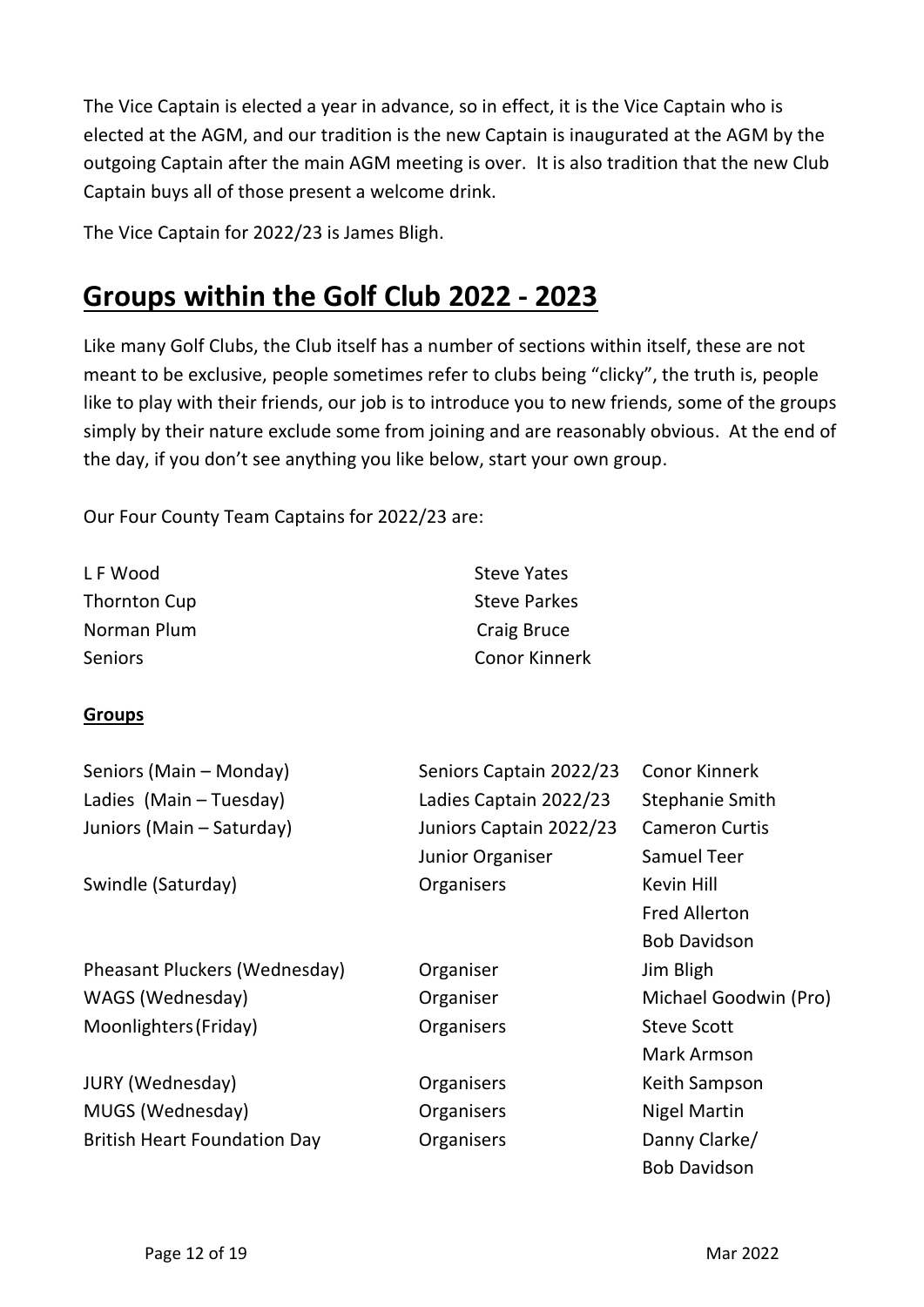The Vice Captain is elected a year in advance, so in effect, it is the Vice Captain who is elected at the AGM, and our tradition is the new Captain is inaugurated at the AGM by the outgoing Captain after the main AGM meeting is over. It is also tradition that the new Club Captain buys all of those present a welcome drink.

The Vice Captain for 2022/23 is James Bligh.

# Groups within the Golf Club 2022 - 2023

Like many Golf Clubs, the Club itself has a number of sections within itself, these are not meant to be exclusive, people sometimes refer to clubs being "clicky", the truth is, people like to play with their friends, our job is to introduce you to new friends, some of the groups simply by their nature exclude some from joining and are reasonably obvious. At the end of the day, if you don't see anything you like below, start your own group.

Our Four County Team Captains for 2022/23 are:

| | |
|---|---|
| L F Wood | Steve Yates |
| Thornton Cup | Steve Parkes |
| Norman Plum | Craig Bruce |
| Seniors | Conor Kinnerk |

**Groups**

| | | |
|---|---|---|
| Seniors (Main – Monday) | Seniors Captain 2022/23 | Conor Kinnerk |
| Ladies (Main – Tuesday) | Ladies Captain 2022/23 | Stephanie Smith |
| Juniors (Main – Saturday) | Juniors Captain 2022/23 | Cameron Curtis |
| | Junior Organiser | Samuel Teer |
| Swindle (Saturday) | Organisers | Kevin Hill |
| | | Fred Allerton |
| | | Bob Davidson |
| Pheasant Pluckers (Wednesday) | Organiser | Jim Bligh |
| WAGS (Wednesday) | Organiser | Michael Goodwin (Pro) |
| Moonlighters (Friday) | Organisers | Steve Scott |
| | | Mark Armson |
| JURY (Wednesday) | Organisers | Keith Sampson |
| MUGS (Wednesday) | Organisers | Nigel Martin |
| British Heart Foundation Day | Organisers | Danny Clarke/ |
| | | Bob Davidson |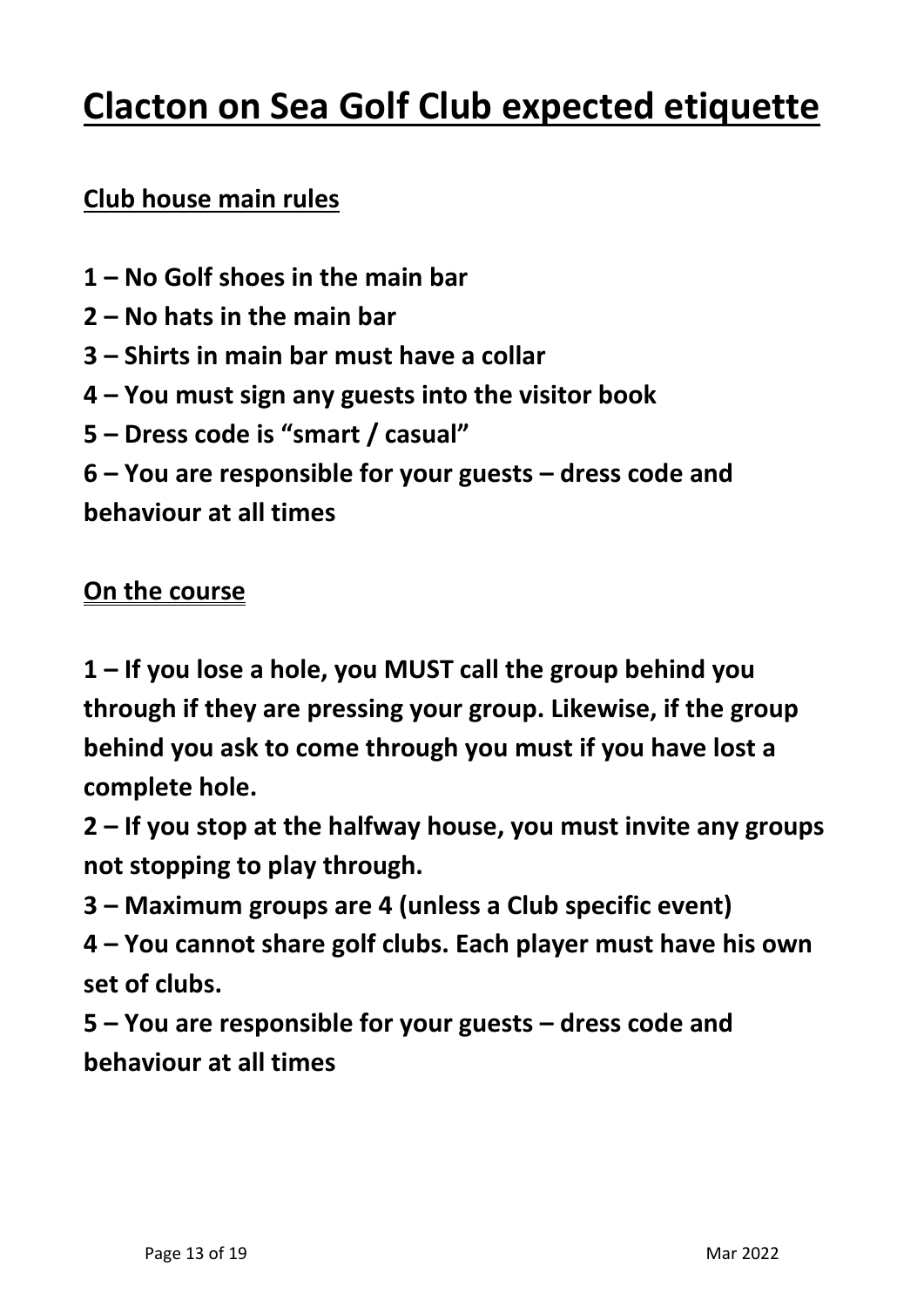# Clacton on Sea Golf Club expected etiquette

## Club house main rules

**1 – No Golf shoes in the main bar**

**2 – No hats in the main bar**

**3 – Shirts in main bar must have a collar**

**4 – You must sign any guests into the visitor book**

**5 – Dress code is "smart / casual"**

**6 – You are responsible for your guests – dress code and behaviour at all times**

## On the course

**1 – If you lose a hole, you MUST call the group behind you through if they are pressing your group. Likewise, if the group behind you ask to come through you must if you have lost a complete hole.**

**2 – If you stop at the halfway house, you must invite any groups not stopping to play through.**

**3 – Maximum groups are 4 (unless a Club specific event)**

**4 – You cannot share golf clubs. Each player must have his own set of clubs.**

**5 – You are responsible for your guests – dress code and behaviour at all times**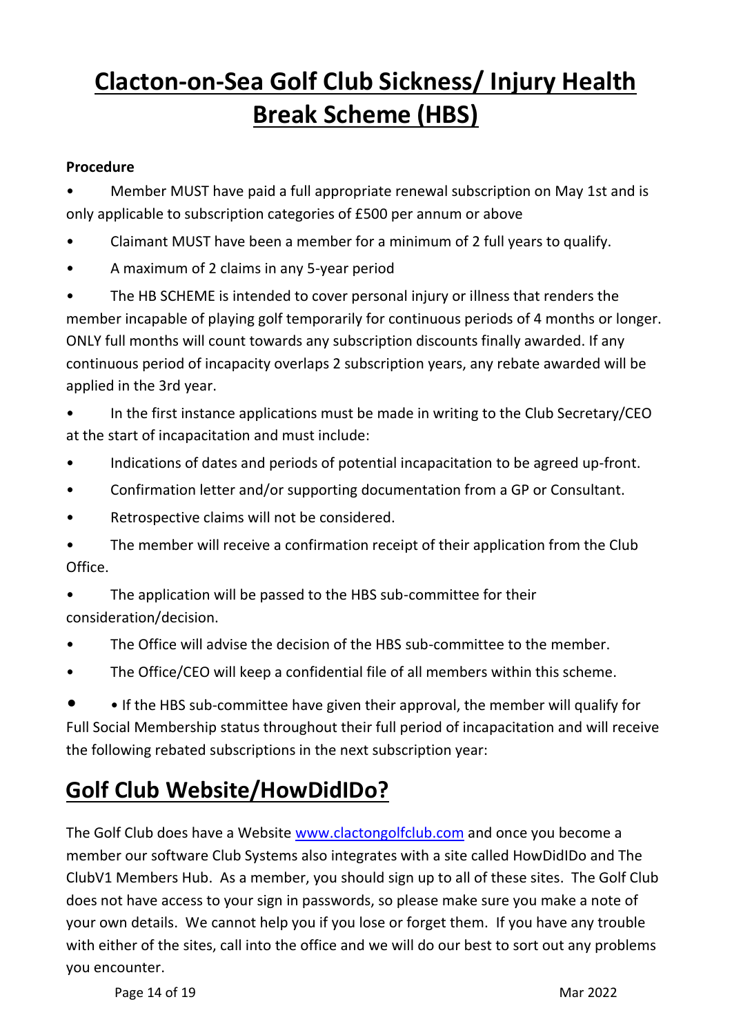# Clacton-on-Sea Golf Club Sickness/ Injury Health Break Scheme (HBS)

**Procedure**

- Member MUST have paid a full appropriate renewal subscription on May 1st and is only applicable to subscription categories of £500 per annum or above
- Claimant MUST have been a member for a minimum of 2 full years to qualify.
- A maximum of 2 claims in any 5-year period
- The HB SCHEME is intended to cover personal injury or illness that renders the member incapable of playing golf temporarily for continuous periods of 4 months or longer. ONLY full months will count towards any subscription discounts finally awarded. If any continuous period of incapacity overlaps 2 subscription years, any rebate awarded will be applied in the 3rd year.
- In the first instance applications must be made in writing to the Club Secretary/CEO at the start of incapacitation and must include:
- Indications of dates and periods of potential incapacitation to be agreed up-front.
- Confirmation letter and/or supporting documentation from a GP or Consultant.
- Retrospective claims will not be considered.
- The member will receive a confirmation receipt of their application from the Club Office.
- The application will be passed to the HBS sub-committee for their consideration/decision.
- The Office will advise the decision of the HBS sub-committee to the member.
- The Office/CEO will keep a confidential file of all members within this scheme.
- • If the HBS sub-committee have given their approval, the member will qualify for Full Social Membership status throughout their full period of incapacitation and will receive the following rebated subscriptions in the next subscription year:

## Golf Club Website/HowDidIDo?

The Golf Club does have a Website www.clactongolfclub.com and once you become a member our software Club Systems also integrates with a site called HowDidIDo and The ClubV1 Members Hub. As a member, you should sign up to all of these sites. The Golf Club does not have access to your sign in passwords, so please make sure you make a note of your own details. We cannot help you if you lose or forget them. If you have any trouble with either of the sites, call into the office and we will do our best to sort out any problems you encounter.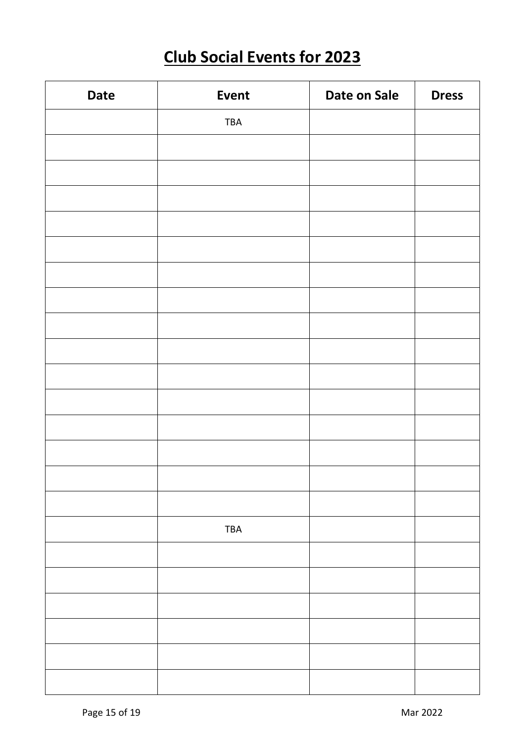# Club Social Events for 2023

| Date | Event | Date on Sale | Dress |
|---|---|---|---|
| | TBA | | |
| | | | |
| | | | |
| | | | |
| | | | |
| | | | |
| | | | |
| | | | |
| | | | |
| | | | |
| | | | |
| | | | |
| | | | |
| | | | |
| | | | |
| | | | |
| | TBA | | |
| | | | |
| | | | |
| | | | |
| | | | |
| | | | |
| | | | |

Mar 2022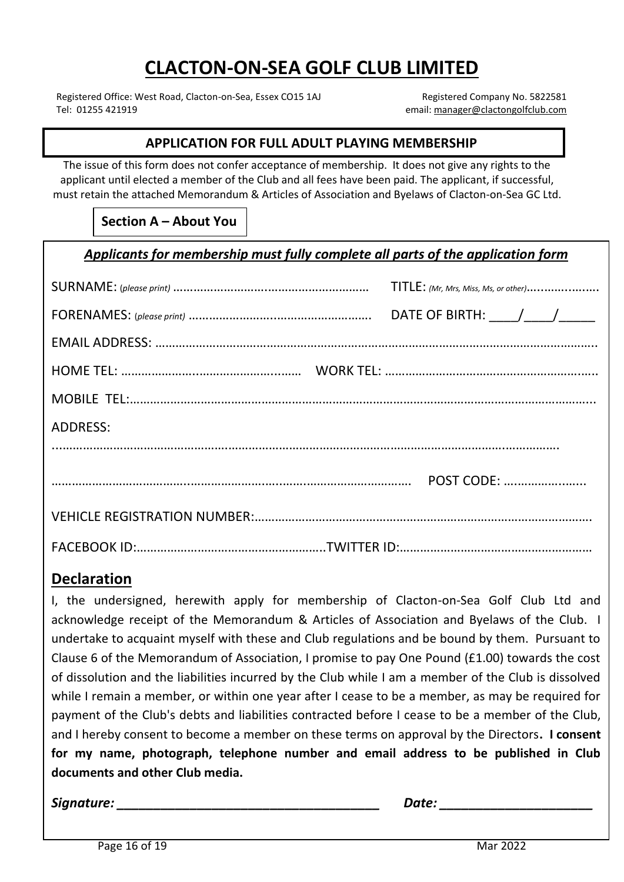# CLACTON-ON-SEA GOLF CLUB LIMITED

Registered Office: West Road, Clacton-on-Sea, Essex CO15 1AJ    Registered Company No. 5822581
Tel: 01255 421919    email: manager@clactongolfclub.com

## APPLICATION FOR FULL ADULT PLAYING MEMBERSHIP

The issue of this form does not confer acceptance of membership. It does not give any rights to the applicant until elected a member of the Club and all fees have been paid. The applicant, if successful, must retain the attached Memorandum & Articles of Association and Byelaws of Clacton-on-Sea GC Ltd.

### Section A – About You

***Applicants for membership must fully complete all parts of the application form***

SURNAME: (*please print*) ……………………………………………………… TITLE: *(Mr, Mrs, Miss, Ms, or other)*………………

FORENAMES: (*please print*) ……………………………………………… DATE OF BIRTH: ____/____/_____

EMAIL ADDRESS: ……………………………………………………………………………………………………………

HOME TEL: ……………………………………………… WORK TEL: ………………………………………………………

MOBILE TEL:……………………………………………………………………………………………………………………

ADDRESS:

……………………………………………………………………………………………………………………………………

…………………………………………………………………………………………… POST CODE: ……………………

VEHICLE REGISTRATION NUMBER:…………………………………………………………………………………

FACEBOOK ID:…………………………………………………TWITTER ID:…………………………………………………

## Declaration

I, the undersigned, herewith apply for membership of Clacton-on-Sea Golf Club Ltd and acknowledge receipt of the Memorandum & Articles of Association and Byelaws of the Club. I undertake to acquaint myself with these and Club regulations and be bound by them. Pursuant to Clause 6 of the Memorandum of Association, I promise to pay One Pound (£1.00) towards the cost of dissolution and the liabilities incurred by the Club while I am a member of the Club is dissolved while I remain a member, or within one year after I cease to be a member, as may be required for payment of the Club's debts and liabilities contracted before I cease to be a member of the Club, and I hereby consent to become a member on these terms on approval by the Directors**. I consent for my name, photograph, telephone number and email address to be published in Club documents and other Club media.**

***Signature: ______________________________________ Date: ______________________***

Mar 2022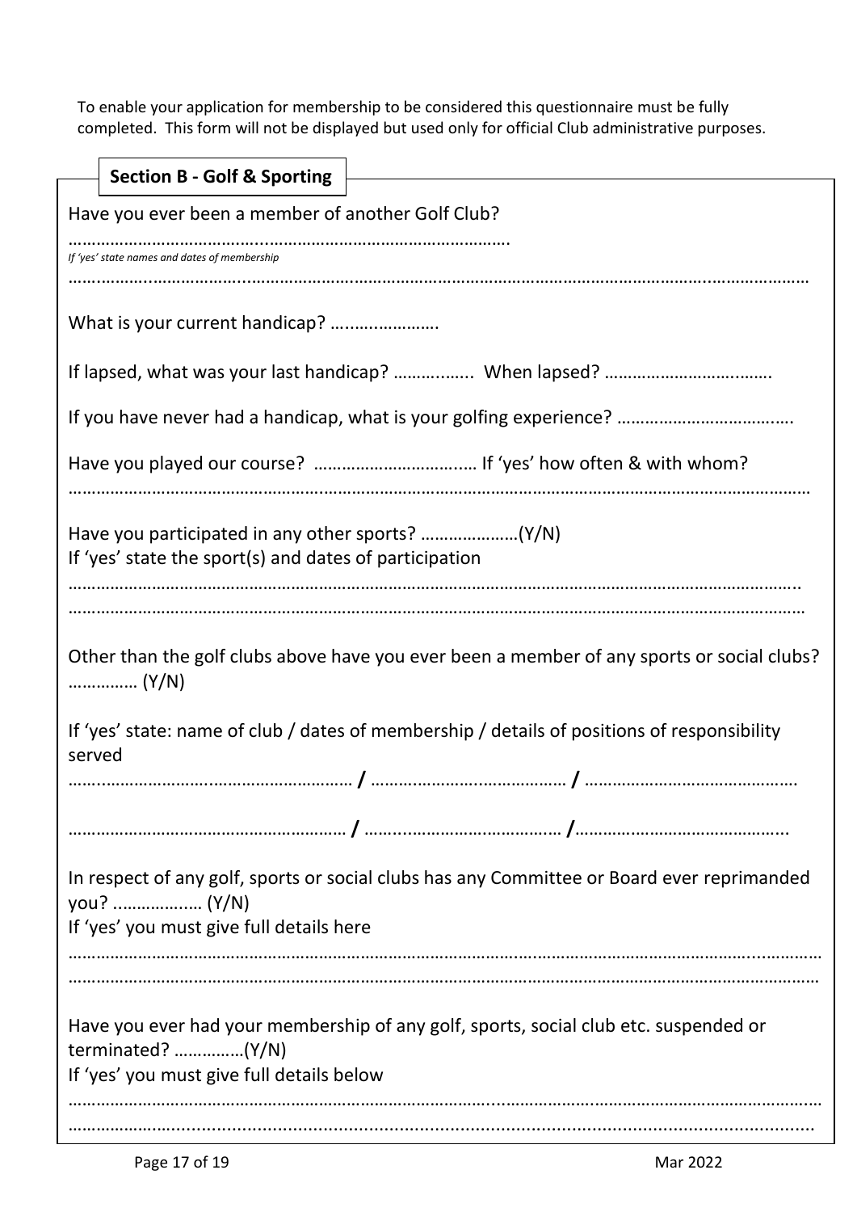To enable your application for membership to be considered this questionnaire must be fully completed. This form will not be displayed but used only for official Club administrative purposes.

## Section B - Golf & Sporting

Have you ever been a member of another Golf Club?

…………………………………………………………………………………….

*If 'yes' state names and dates of membership*

……………………………………………………………………………………………………………………………………………

What is your current handicap? …………………….

If lapsed, what was your last handicap? …………….. When lapsed? ………………………………

If you have never had a handicap, what is your golfing experience? ……………………………….

Have you played our course? ……………………………… If 'yes' how often & with whom?

……………………………………………………………………………………………………………………………………………

Have you participated in any other sports? …………………(Y/N)

If 'yes' state the sport(s) and dates of participation

……………………………………………………………………………………………………………………………………………

……………………………………………………………………………………………………………………………………………

Other than the golf clubs above have you ever been a member of any sports or social clubs? …………… (Y/N)

If 'yes' state: name of club / dates of membership / details of positions of responsibility served

…………………………………………………… **/** ………………………………… **/** ……………………………………

…………………………………………………… **/** ………………………………… **/**……………………………………

In respect of any golf, sports or social clubs has any Committee or Board ever reprimanded you? ……………… (Y/N)

If 'yes' you must give full details here

……………………………………………………………………………………………………………………………………………

……………………………………………………………………………………………………………………………………………

Have you ever had your membership of any golf, sports, social club etc. suspended or terminated? ……………(Y/N)

If 'yes' you must give full details below

……………………………………………………………………………………………………………………………………………

……………………………………………………………………………………………………………………………………………

Mar 2022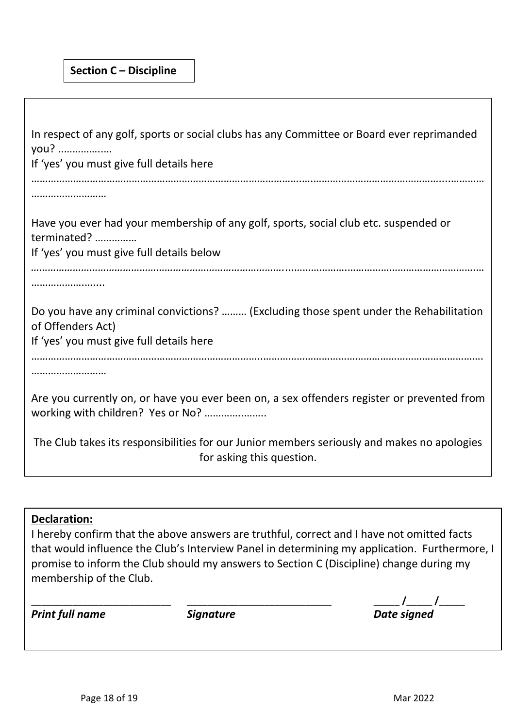**Section C – Discipline**

In respect of any golf, sports or social clubs has any Committee or Board ever reprimanded you? ………………
If 'yes' you must give full details here
……………………………………………………………………………………………………………………………………………
………………………

Have you ever had your membership of any golf, sports, social club etc. suspended or terminated? ……………
If 'yes' you must give full details below
……………………………………………………………………………………………………………………………………………
……………………..

Do you have any criminal convictions? ……… (Excluding those spent under the Rehabilitation of Offenders Act)
If 'yes' you must give full details here
……………………………………………………………………………………………………………………………………………
………………………

Are you currently on, or have you ever been on, a sex offenders register or prevented from working with children? Yes or No? …………………..

The Club takes its responsibilities for our Junior members seriously and makes no apologies for asking this question.

**Declaration:**

I hereby confirm that the above answers are truthful, correct and I have not omitted facts that would influence the Club's Interview Panel in determining my application. Furthermore, I promise to inform the Club should my answers to Section C (Discipline) change during my membership of the Club.

| ________________________ | ________________________ | _____ /_____ /_____ |
|---|---|---|
| ***Print full name*** | ***Signature*** | ***Date signed*** |

Mar 2022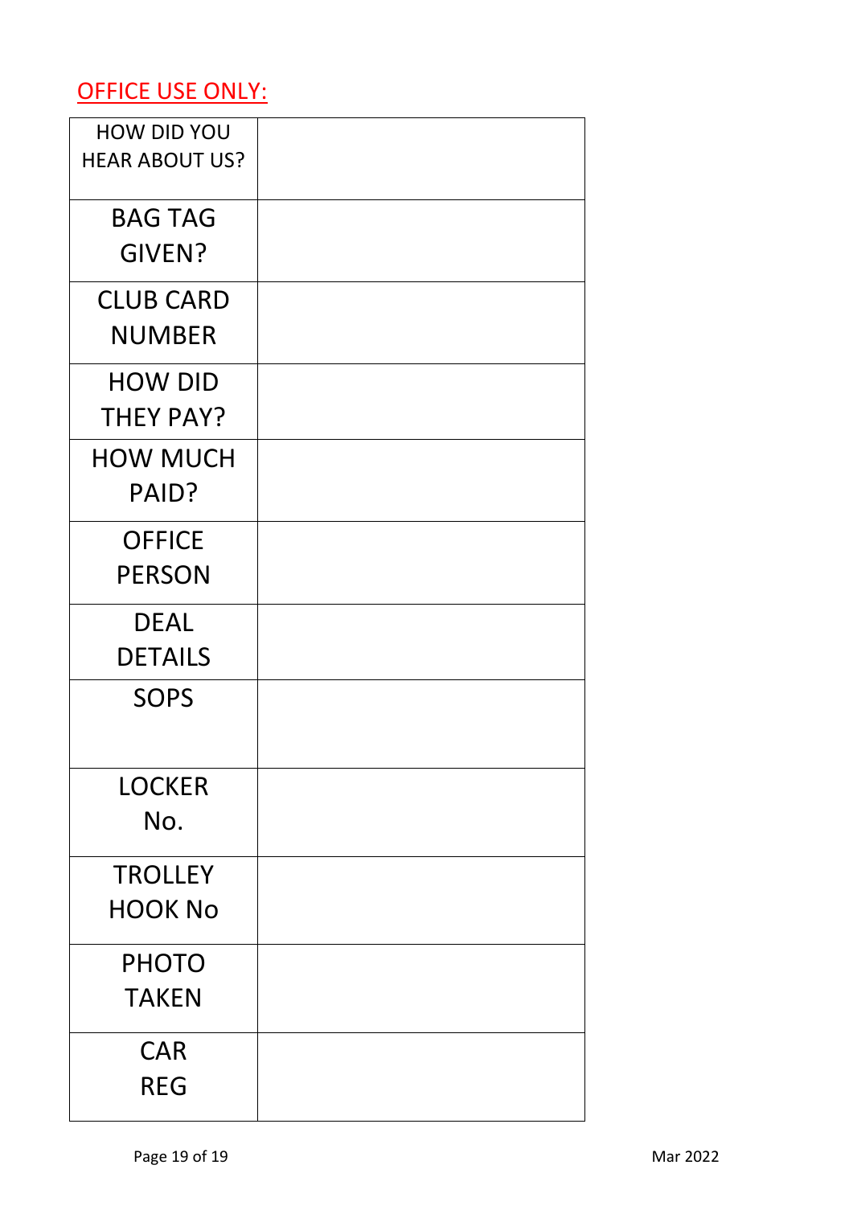OFFICE USE ONLY:

| | |
|---|---|
| HOW DID YOU HEAR ABOUT US? | |
| BAG TAG GIVEN? | |
| CLUB CARD NUMBER | |
| HOW DID THEY PAY? | |
| HOW MUCH PAID? | |
| OFFICE PERSON | |
| DEAL DETAILS | |
| SOPS | |
| LOCKER No. | |
| TROLLEY HOOK No | |
| PHOTO TAKEN | |
| CAR REG | |

Mar 2022